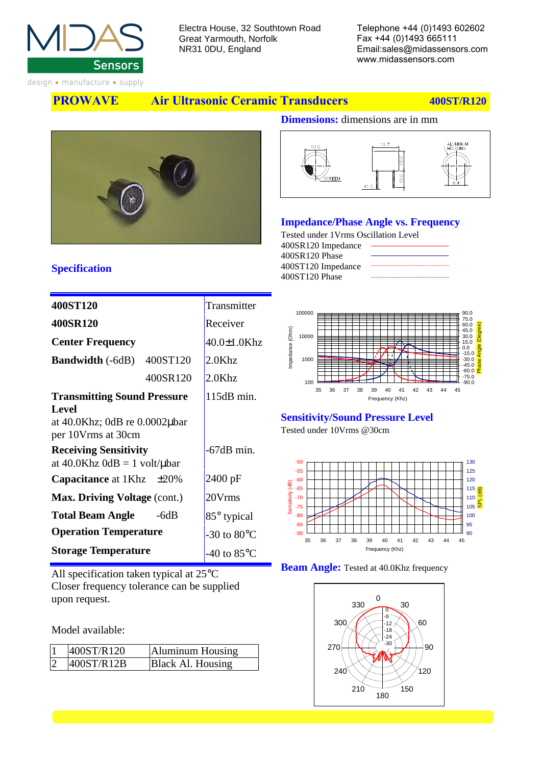**MIDAS Sensors**
design • manufacture • supply

Electra House, 32 Southtown Road
Great Yarmouth, Norfolk
NR31 0DU, England

Telephone +44 (0)1493 602602
Fax +44 (0)1493 665111
Email:sales@midassensors.com
www.midassensors.com

# PROWAVE Air Ultrasonic Ceramic Transducers 400ST/R120

## Dimensions: dimensions are in mm

## Specification

| | |
|---|---|
| **400ST120** | Transmitter |
| **400SR120** | Receiver |
| **Center Frequency** | 40.0±1.0Khz |
| **Bandwidth** (-6dB) 400ST120 | 2.0Khz |
| 400SR120 | 2.0Khz |
| **Transmitting Sound Pressure Level** at 40.0Khz; 0dB re 0.0002μbar per 10Vrms at 30cm | 115dB min. |
| **Receiving Sensitivity** at 40.0Khz 0dB = 1 volt/μbar | -67dB min. |
| **Capacitance** at 1Khz ±20% | 2400 pF |
| **Max. Driving Voltage** (cont.) | 20Vrms |
| **Total Beam Angle** -6dB | 85° typical |
| **Operation Temperature** | -30 to 80°C |
| **Storage Temperature** | -40 to 85°C |

All specification taken typical at 25°C
Closer frequency tolerance can be supplied upon request.

Model available:

| | | |
|---|---|---|
| 1 | 400ST/R120 | Aluminum Housing |
| 2 | 400ST/R12B | Black Al. Housing |

## Impedance/Phase Angle vs. Frequency

Tested under 1Vrms Oscillation Level
400SR120 Impedance
400SR120 Phase
400ST120 Impedance
400ST120 Phase

## Sensitivity/Sound Pressure Level

Tested under 10Vrms @30cm

## Beam Angle: Tested at 40.0Khz frequency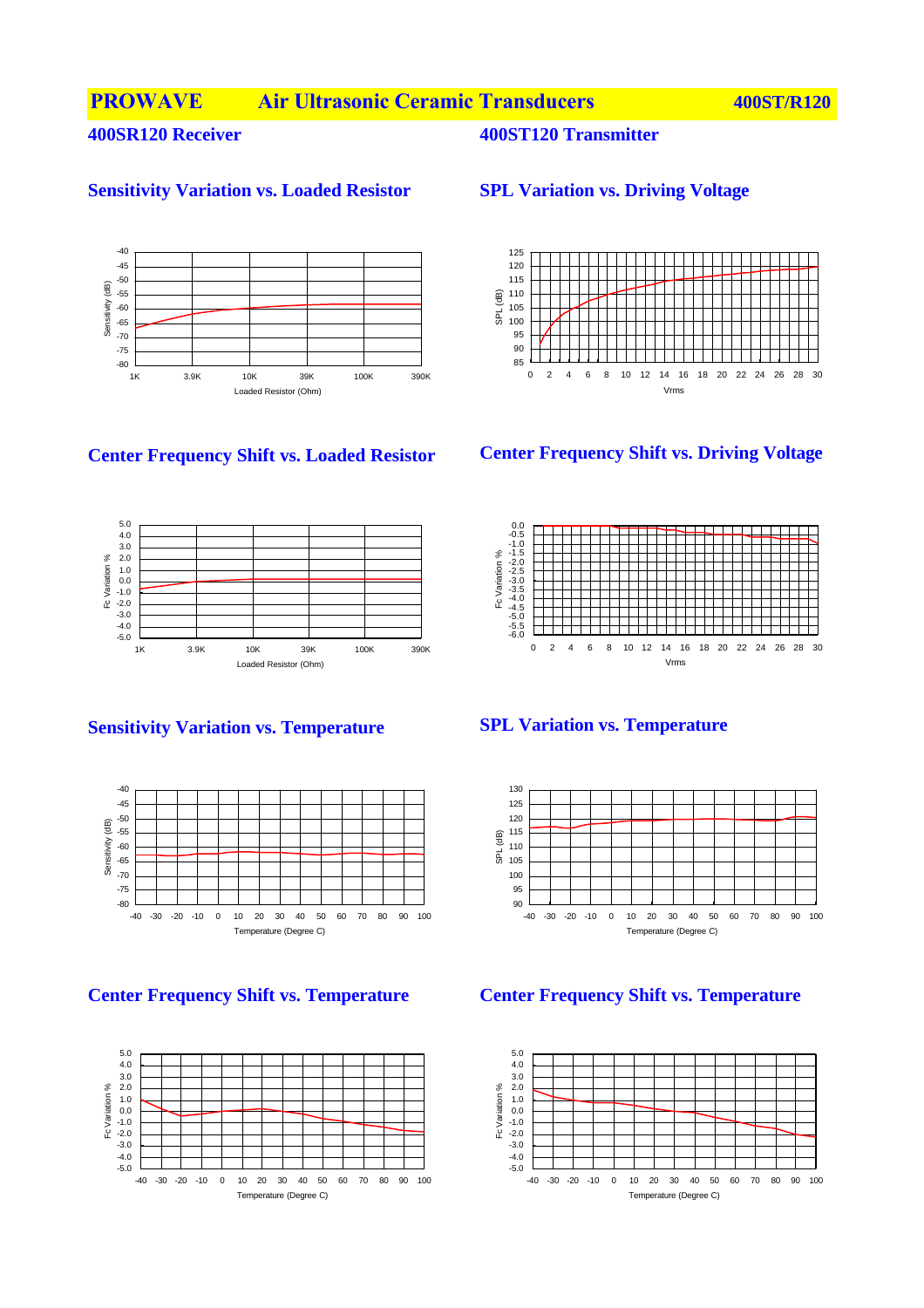# PROWAVE Air Ultrasonic Ceramic Transducers 400ST/R120

## 400SR120 Receiver

### Sensitivity Variation vs. Loaded Resistor

Sensitivity (dB)
-40
-45
-50
-55
-60
-65
-70
-75
-80
1K 3.9K 10K 39K 100K 390K
Loaded Resistor (Ohm)

### Center Frequency Shift vs. Loaded Resistor

Fc Variation %
5.0
4.0
3.0
2.0
1.0
0.0
-1.0
-2.0
-3.0
-4.0
-5.0
1K 3.9K 10K 39K 100K 390K
Loaded Resistor (Ohm)

### Sensitivity Variation vs. Temperature

Sensitivity (dB)
-40
-45
-50
-55
-60
-65
-70
-75
-80
-40 -30 -20 -10 0 10 20 30 40 50 60 70 80 90 100
Temperature (Degree C)

### Center Frequency Shift vs. Temperature

Fc Variation %
5.0
4.0
3.0
2.0
1.0
0.0
-1.0
-2.0
-3.0
-4.0
-5.0
-40 -30 -20 -10 0 10 20 30 40 50 60 70 80 90 100
Temperature (Degree C)

## 400ST120 Transmitter

### SPL Variation vs. Driving Voltage

SPL (dB)
125
120
115
110
105
100
95
90
85
0 2 4 6 8 10 12 14 16 18 20 22 24 26 28 30
Vrms

### Center Frequency Shift vs. Driving Voltage

Fc Variation %
0.0
-0.5
-1.0
-1.5
-2.0
-2.5
-3.0
-3.5
-4.0
-4.5
-5.0
-5.5
-6.0
0 2 4 6 8 10 12 14 16 18 20 22 24 26 28 30
Vrms

### SPL Variation vs. Temperature

SPL (dB)
130
125
120
115
110
105
100
95
90
-40 -30 -20 -10 0 10 20 30 40 50 60 70 80 90 100
Temperature (Degree C)

### Center Frequency Shift vs. Temperature

Fc Variation %
5.0
4.0
3.0
2.0
1.0
0.0
-1.0
-2.0
-3.0
-4.0
-5.0
-40 -30 -20 -10 0 10 20 30 40 50 60 70 80 90 100
Temperature (Degree C)